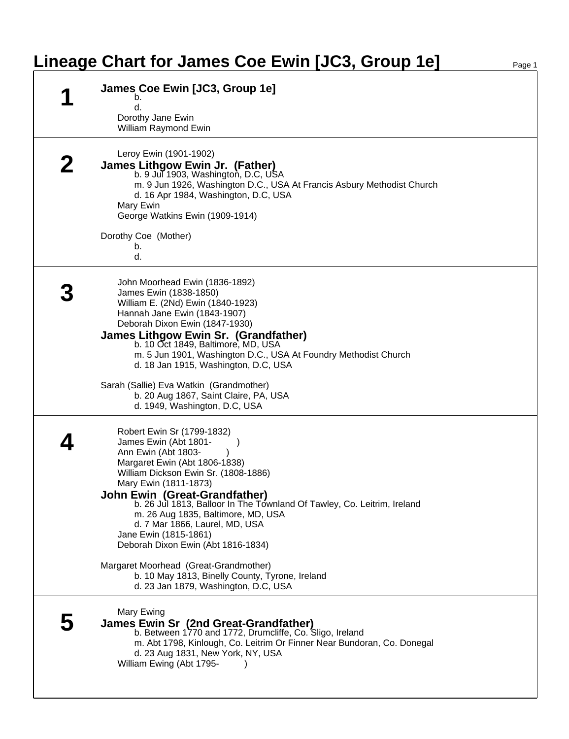# Lineage Chart for James Coe Ewin [JC3, Group 1e]

## 1

**James Coe Ewin [JC3, Group 1e]**
- b.
- d.

Dorothy Jane Ewin
William Raymond Ewin

## 2

Leroy Ewin (1901-1902)

**James Lithgow Ewin Jr. (Father)**
- b. 9 Jul 1903, Washington, D.C, USA
- m. 9 Jun 1926, Washington D.C., USA At Francis Asbury Methodist Church
- d. 16 Apr 1984, Washington, D.C, USA

Mary Ewin
George Watkins Ewin (1909-1914)

Dorothy Coe (Mother)
- b.
- d.

## 3

John Moorhead Ewin (1836-1892)
James Ewin (1838-1850)
William E. (2Nd) Ewin (1840-1923)
Hannah Jane Ewin (1843-1907)
Deborah Dixon Ewin (1847-1930)

**James Lithgow Ewin Sr. (Grandfather)**
- b. 10 Oct 1849, Baltimore, MD, USA
- m. 5 Jun 1901, Washington D.C., USA At Foundry Methodist Church
- d. 18 Jan 1915, Washington, D.C, USA

Sarah (Sallie) Eva Watkin (Grandmother)
- b. 20 Aug 1867, Saint Claire, PA, USA
- d. 1949, Washington, D.C, USA

## 4

Robert Ewin Sr (1799-1832)
James Ewin (Abt 1801- )
Ann Ewin (Abt 1803- )
Margaret Ewin (Abt 1806-1838)
William Dickson Ewin Sr. (1808-1886)
Mary Ewin (1811-1873)

**John Ewin (Great-Grandfather)**
- b. 26 Jul 1813, Balloor In The Townland Of Tawley, Co. Leitrim, Ireland
- m. 26 Aug 1835, Baltimore, MD, USA
- d. 7 Mar 1866, Laurel, MD, USA

Jane Ewin (1815-1861)
Deborah Dixon Ewin (Abt 1816-1834)

Margaret Moorhead (Great-Grandmother)
- b. 10 May 1813, Binelly County, Tyrone, Ireland
- d. 23 Jan 1879, Washington, D.C, USA

## 5

Mary Ewing

**James Ewin Sr (2nd Great-Grandfather)**
- b. Between 1770 and 1772, Drumcliffe, Co. Sligo, Ireland
- m. Abt 1798, Kinlough, Co. Leitrim Or Finner Near Bundoran, Co. Donegal
- d. 23 Aug 1831, New York, NY, USA

William Ewing (Abt 1795- )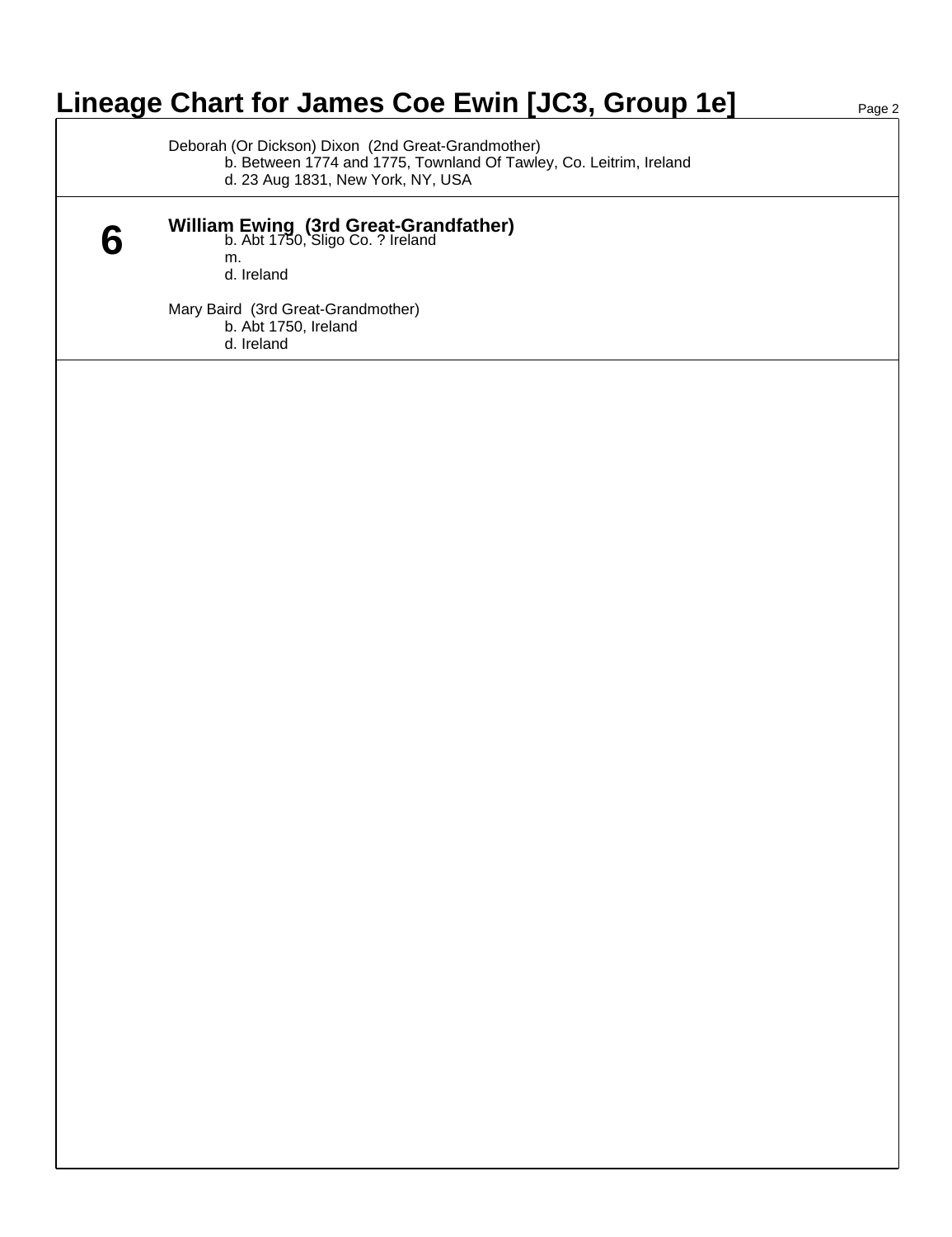# Lineage Chart for James Coe Ewin [JC3, Group 1e]

Deborah (Or Dickson) Dixon (2nd Great-Grandmother)
b. Between 1774 and 1775, Townland Of Tawley, Co. Leitrim, Ireland
d. 23 Aug 1831, New York, NY, USA

---

**6**

**William Ewing (3rd Great-Grandfather)**
b. Abt 1750, Sligo Co. ? Ireland
m.
d. Ireland

Mary Baird (3rd Great-Grandmother)
b. Abt 1750, Ireland
d. Ireland